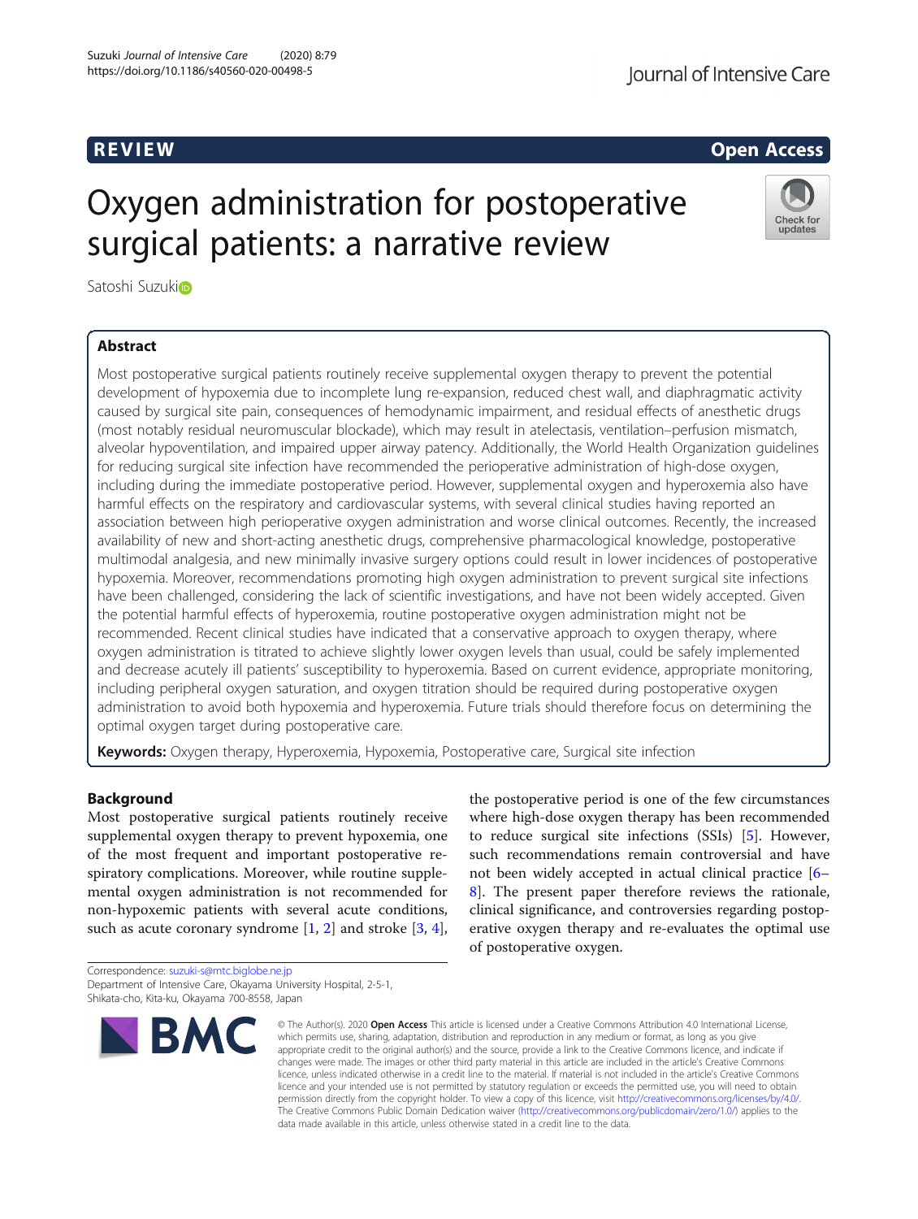REVIEW

Open Access

# Oxygen administration for postoperative surgical patients: a narrative review

Satoshi Suzuki

## Abstract

Most postoperative surgical patients routinely receive supplemental oxygen therapy to prevent the potential development of hypoxemia due to incomplete lung re-expansion, reduced chest wall, and diaphragmatic activity caused by surgical site pain, consequences of hemodynamic impairment, and residual effects of anesthetic drugs (most notably residual neuromuscular blockade), which may result in atelectasis, ventilation–perfusion mismatch, alveolar hypoventilation, and impaired upper airway patency. Additionally, the World Health Organization guidelines for reducing surgical site infection have recommended the perioperative administration of high-dose oxygen, including during the immediate postoperative period. However, supplemental oxygen and hyperoxemia also have harmful effects on the respiratory and cardiovascular systems, with several clinical studies having reported an association between high perioperative oxygen administration and worse clinical outcomes. Recently, the increased availability of new and short-acting anesthetic drugs, comprehensive pharmacological knowledge, postoperative multimodal analgesia, and new minimally invasive surgery options could result in lower incidences of postoperative hypoxemia. Moreover, recommendations promoting high oxygen administration to prevent surgical site infections have been challenged, considering the lack of scientific investigations, and have not been widely accepted. Given the potential harmful effects of hyperoxemia, routine postoperative oxygen administration might not be recommended. Recent clinical studies have indicated that a conservative approach to oxygen therapy, where oxygen administration is titrated to achieve slightly lower oxygen levels than usual, could be safely implemented and decrease acutely ill patients' susceptibility to hyperoxemia. Based on current evidence, appropriate monitoring, including peripheral oxygen saturation, and oxygen titration should be required during postoperative oxygen administration to avoid both hypoxemia and hyperoxemia. Future trials should therefore focus on determining the optimal oxygen target during postoperative care.

**Keywords:** Oxygen therapy, Hyperoxemia, Hypoxemia, Postoperative care, Surgical site infection

## Background

Most postoperative surgical patients routinely receive supplemental oxygen therapy to prevent hypoxemia, one of the most frequent and important postoperative respiratory complications. Moreover, while routine supplemental oxygen administration is not recommended for non-hypoxemic patients with several acute conditions, such as acute coronary syndrome [1, 2] and stroke [3, 4], the postoperative period is one of the few circumstances where high-dose oxygen therapy has been recommended to reduce surgical site infections (SSIs) [5]. However, such recommendations remain controversial and have not been widely accepted in actual clinical practice [6–8]. The present paper therefore reviews the rationale, clinical significance, and controversies regarding postoperative oxygen therapy and re-evaluates the optimal use of postoperative oxygen.

Correspondence: suzuki-s@mtc.biglobe.ne.jp
Department of Intensive Care, Okayama University Hospital, 2-5-1, Shikata-cho, Kita-ku, Okayama 700-8558, Japan

© The Author(s). 2020 **Open Access** This article is licensed under a Creative Commons Attribution 4.0 International License, which permits use, sharing, adaptation, distribution and reproduction in any medium or format, as long as you give appropriate credit to the original author(s) and the source, provide a link to the Creative Commons licence, and indicate if changes were made. The images or other third party material in this article are included in the article's Creative Commons licence, unless indicated otherwise in a credit line to the material. If material is not included in the article's Creative Commons licence and your intended use is not permitted by statutory regulation or exceeds the permitted use, you will need to obtain permission directly from the copyright holder. To view a copy of this licence, visit http://creativecommons.org/licenses/by/4.0/. The Creative Commons Public Domain Dedication waiver (http://creativecommons.org/publicdomain/zero/1.0/) applies to the data made available in this article, unless otherwise stated in a credit line to the data.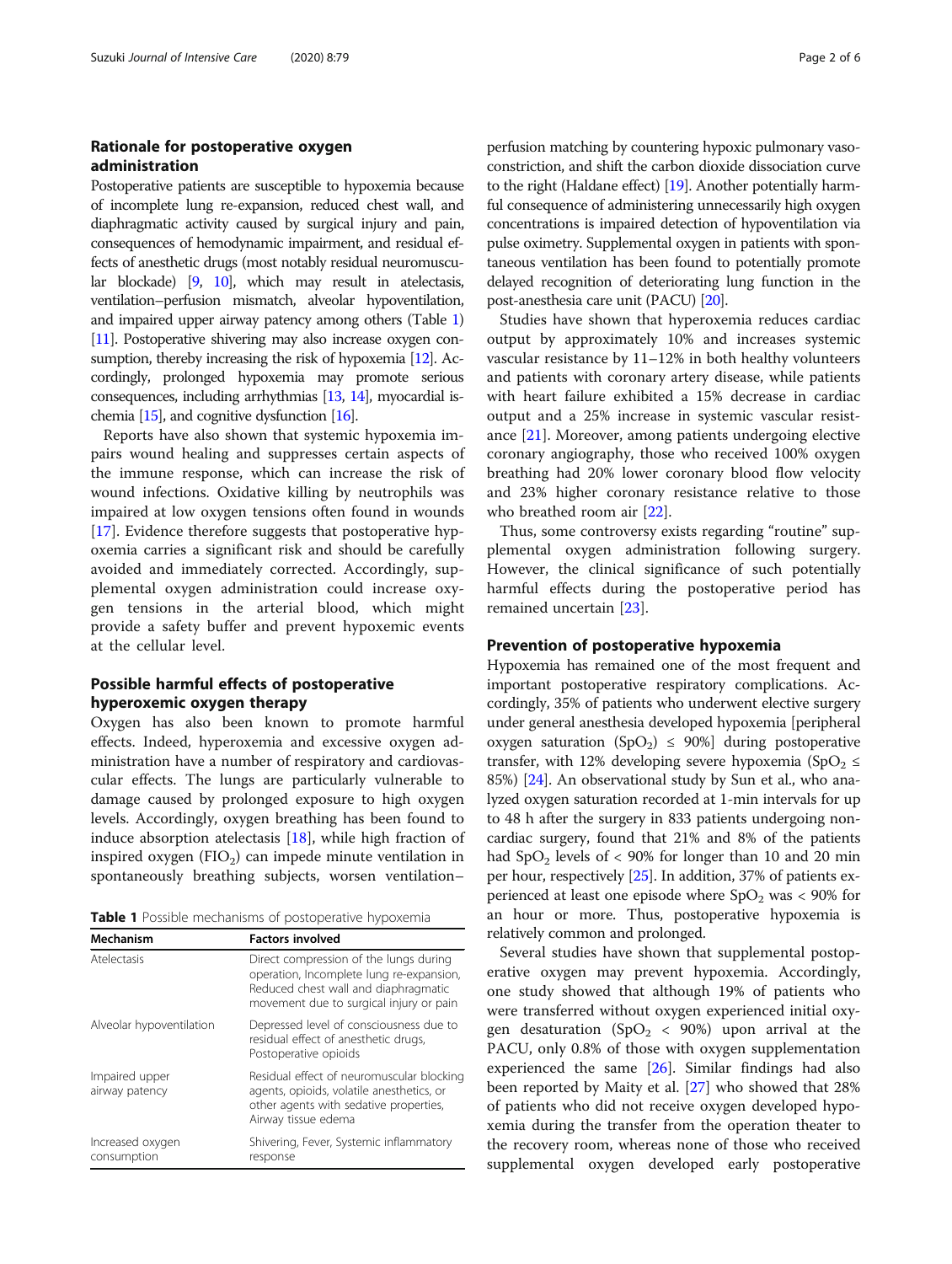## Rationale for postoperative oxygen administration

Postoperative patients are susceptible to hypoxemia because of incomplete lung re-expansion, reduced chest wall, and diaphragmatic activity caused by surgical injury and pain, consequences of hemodynamic impairment, and residual effects of anesthetic drugs (most notably residual neuromuscular blockade) [9, 10], which may result in atelectasis, ventilation–perfusion mismatch, alveolar hypoventilation, and impaired upper airway patency among others (Table 1) [11]. Postoperative shivering may also increase oxygen consumption, thereby increasing the risk of hypoxemia [12]. Accordingly, prolonged hypoxemia may promote serious consequences, including arrhythmias [13, 14], myocardial ischemia [15], and cognitive dysfunction [16].

Reports have also shown that systemic hypoxemia impairs wound healing and suppresses certain aspects of the immune response, which can increase the risk of wound infections. Oxidative killing by neutrophils was impaired at low oxygen tensions often found in wounds [17]. Evidence therefore suggests that postoperative hypoxemia carries a significant risk and should be carefully avoided and immediately corrected. Accordingly, supplemental oxygen administration could increase oxygen tensions in the arterial blood, which might provide a safety buffer and prevent hypoxemic events at the cellular level.

## Possible harmful effects of postoperative hyperoxemic oxygen therapy

Oxygen has also been known to promote harmful effects. Indeed, hyperoxemia and excessive oxygen administration have a number of respiratory and cardiovascular effects. The lungs are particularly vulnerable to damage caused by prolonged exposure to high oxygen levels. Accordingly, oxygen breathing has been found to induce absorption atelectasis [18], while high fraction of inspired oxygen ($FIO_2$) can impede minute ventilation in spontaneously breathing subjects, worsen ventilation–perfusion matching by countering hypoxic pulmonary vasoconstriction, and shift the carbon dioxide dissociation curve to the right (Haldane effect) [19]. Another potentially harmful consequence of administering unnecessarily high oxygen concentrations is impaired detection of hypoventilation via pulse oximetry. Supplemental oxygen in patients with spontaneous ventilation has been found to potentially promote delayed recognition of deteriorating lung function in the post-anesthesia care unit (PACU) [20].

**Table 1** Possible mechanisms of postoperative hypoxemia

| Mechanism | Factors involved |
|---|---|
| Atelectasis | Direct compression of the lungs during operation, Incomplete lung re-expansion, Reduced chest wall and diaphragmatic movement due to surgical injury or pain |
| Alveolar hypoventilation | Depressed level of consciousness due to residual effect of anesthetic drugs, Postoperative opioids |
| Impaired upper airway patency | Residual effect of neuromuscular blocking agents, opioids, volatile anesthetics, or other agents with sedative properties, Airway tissue edema |
| Increased oxygen consumption | Shivering, Fever, Systemic inflammatory response |

Studies have shown that hyperoxemia reduces cardiac output by approximately 10% and increases systemic vascular resistance by 11–12% in both healthy volunteers and patients with coronary artery disease, while patients with heart failure exhibited a 15% decrease in cardiac output and a 25% increase in systemic vascular resistance [21]. Moreover, among patients undergoing elective coronary angiography, those who received 100% oxygen breathing had 20% lower coronary blood flow velocity and 23% higher coronary resistance relative to those who breathed room air [22].

Thus, some controversy exists regarding "routine" supplemental oxygen administration following surgery. However, the clinical significance of such potentially harmful effects during the postoperative period has remained uncertain [23].

## Prevention of postoperative hypoxemia

Hypoxemia has remained one of the most frequent and important postoperative respiratory complications. Accordingly, 35% of patients who underwent elective surgery under general anesthesia developed hypoxemia [peripheral oxygen saturation ($SpO_2$) ≤ 90%] during postoperative transfer, with 12% developing severe hypoxemia ($SpO_2$ ≤ 85%) [24]. An observational study by Sun et al., who analyzed oxygen saturation recorded at 1-min intervals for up to 48 h after the surgery in 833 patients undergoing noncardiac surgery, found that 21% and 8% of the patients had $SpO_2$ levels of < 90% for longer than 10 and 20 min per hour, respectively [25]. In addition, 37% of patients experienced at least one episode where $SpO_2$ was < 90% for an hour or more. Thus, postoperative hypoxemia is relatively common and prolonged.

Several studies have shown that supplemental postoperative oxygen may prevent hypoxemia. Accordingly, one study showed that although 19% of patients who were transferred without oxygen experienced initial oxygen desaturation ($SpO_2$ < 90%) upon arrival at the PACU, only 0.8% of those with oxygen supplementation experienced the same [26]. Similar findings had also been reported by Maity et al. [27] who showed that 28% of patients who did not receive oxygen developed hypoxemia during the transfer from the operation theater to the recovery room, whereas none of those who received supplemental oxygen developed early postoperative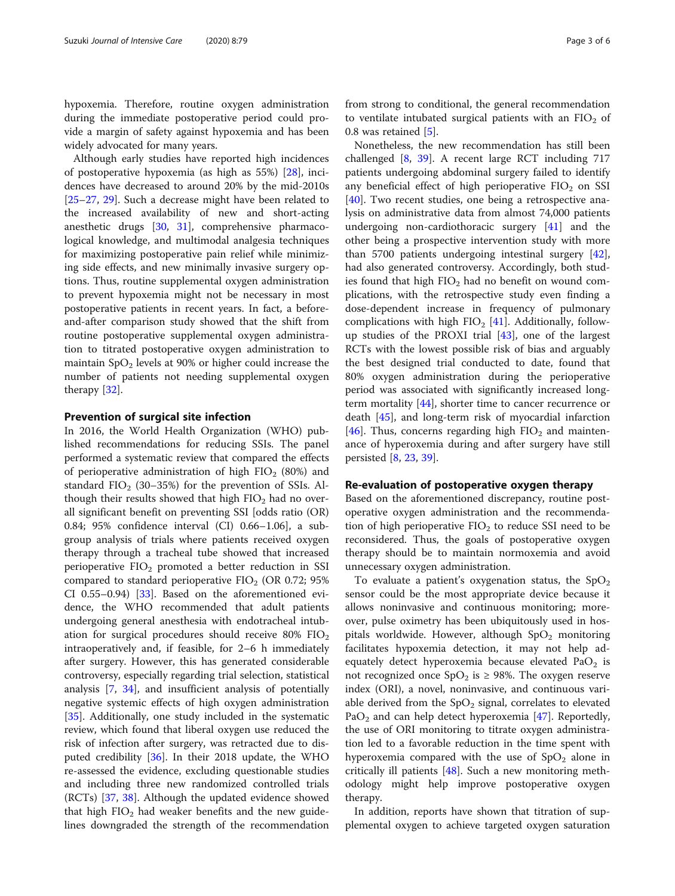hypoxemia. Therefore, routine oxygen administration during the immediate postoperative period could provide a margin of safety against hypoxemia and has been widely advocated for many years.

Although early studies have reported high incidences of postoperative hypoxemia (as high as 55%) [28], incidences have decreased to around 20% by the mid-2010s [25–27, 29]. Such a decrease might have been related to the increased availability of new and short-acting anesthetic drugs [30, 31], comprehensive pharmacological knowledge, and multimodal analgesia techniques for maximizing postoperative pain relief while minimizing side effects, and new minimally invasive surgery options. Thus, routine supplemental oxygen administration to prevent hypoxemia might not be necessary in most postoperative patients in recent years. In fact, a before-and-after comparison study showed that the shift from routine postoperative supplemental oxygen administration to titrated postoperative oxygen administration to maintain $SpO_2$ levels at 90% or higher could increase the number of patients not needing supplemental oxygen therapy [32].

## Prevention of surgical site infection

In 2016, the World Health Organization (WHO) published recommendations for reducing SSIs. The panel performed a systematic review that compared the effects of perioperative administration of high $FIO_2$ (80%) and standard $FIO_2$ (30–35%) for the prevention of SSIs. Although their results showed that high $FIO_2$ had no overall significant benefit on preventing SSI [odds ratio (OR) 0.84; 95% confidence interval (CI) 0.66–1.06], a subgroup analysis of trials where patients received oxygen therapy through a tracheal tube showed that increased perioperative $FIO_2$ promoted a better reduction in SSI compared to standard perioperative $FIO_2$ (OR 0.72; 95% CI 0.55–0.94) [33]. Based on the aforementioned evidence, the WHO recommended that adult patients undergoing general anesthesia with endotracheal intubation for surgical procedures should receive 80% $FIO_2$ intraoperatively and, if feasible, for 2–6 h immediately after surgery. However, this has generated considerable controversy, especially regarding trial selection, statistical analysis [7, 34], and insufficient analysis of potentially negative systemic effects of high oxygen administration [35]. Additionally, one study included in the systematic review, which found that liberal oxygen use reduced the risk of infection after surgery, was retracted due to disputed credibility [36]. In their 2018 update, the WHO re-assessed the evidence, excluding questionable studies and including three new randomized controlled trials (RCTs) [37, 38]. Although the updated evidence showed that high $FIO_2$ had weaker benefits and the new guidelines downgraded the strength of the recommendation from strong to conditional, the general recommendation to ventilate intubated surgical patients with an $FIO_2$ of 0.8 was retained [5].

Nonetheless, the new recommendation has still been challenged [8, 39]. A recent large RCT including 717 patients undergoing abdominal surgery failed to identify any beneficial effect of high perioperative $FIO_2$ on SSI [40]. Two recent studies, one being a retrospective analysis on administrative data from almost 74,000 patients undergoing non-cardiothoracic surgery [41] and the other being a prospective intervention study with more than 5700 patients undergoing intestinal surgery [42], had also generated controversy. Accordingly, both studies found that high $FIO_2$ had no benefit on wound complications, with the retrospective study even finding a dose-dependent increase in frequency of pulmonary complications with high $FIO_2$ [41]. Additionally, follow-up studies of the PROXI trial [43], one of the largest RCTs with the lowest possible risk of bias and arguably the best designed trial conducted to date, found that 80% oxygen administration during the perioperative period was associated with significantly increased long-term mortality [44], shorter time to cancer recurrence or death [45], and long-term risk of myocardial infarction [46]. Thus, concerns regarding high $FIO_2$ and maintenance of hyperoxemia during and after surgery have still persisted [8, 23, 39].

## Re-evaluation of postoperative oxygen therapy

Based on the aforementioned discrepancy, routine postoperative oxygen administration and the recommendation of high perioperative $FIO_2$ to reduce SSI need to be reconsidered. Thus, the goals of postoperative oxygen therapy should be to maintain normoxemia and avoid unnecessary oxygen administration.

To evaluate a patient's oxygenation status, the $SpO_2$ sensor could be the most appropriate device because it allows noninvasive and continuous monitoring; moreover, pulse oximetry has been ubiquitously used in hospitals worldwide. However, although $SpO_2$ monitoring facilitates hypoxemia detection, it may not help adequately detect hyperoxemia because elevated $PaO_2$ is not recognized once $SpO_2$ is ≥ 98%. The oxygen reserve index (ORI), a novel, noninvasive, and continuous variable derived from the $SpO_2$ signal, correlates to elevated $PaO_2$ and can help detect hyperoxemia [47]. Reportedly, the use of ORI monitoring to titrate oxygen administration led to a favorable reduction in the time spent with hyperoxemia compared with the use of $SpO_2$ alone in critically ill patients [48]. Such a new monitoring methodology might help improve postoperative oxygen therapy.

In addition, reports have shown that titration of supplemental oxygen to achieve targeted oxygen saturation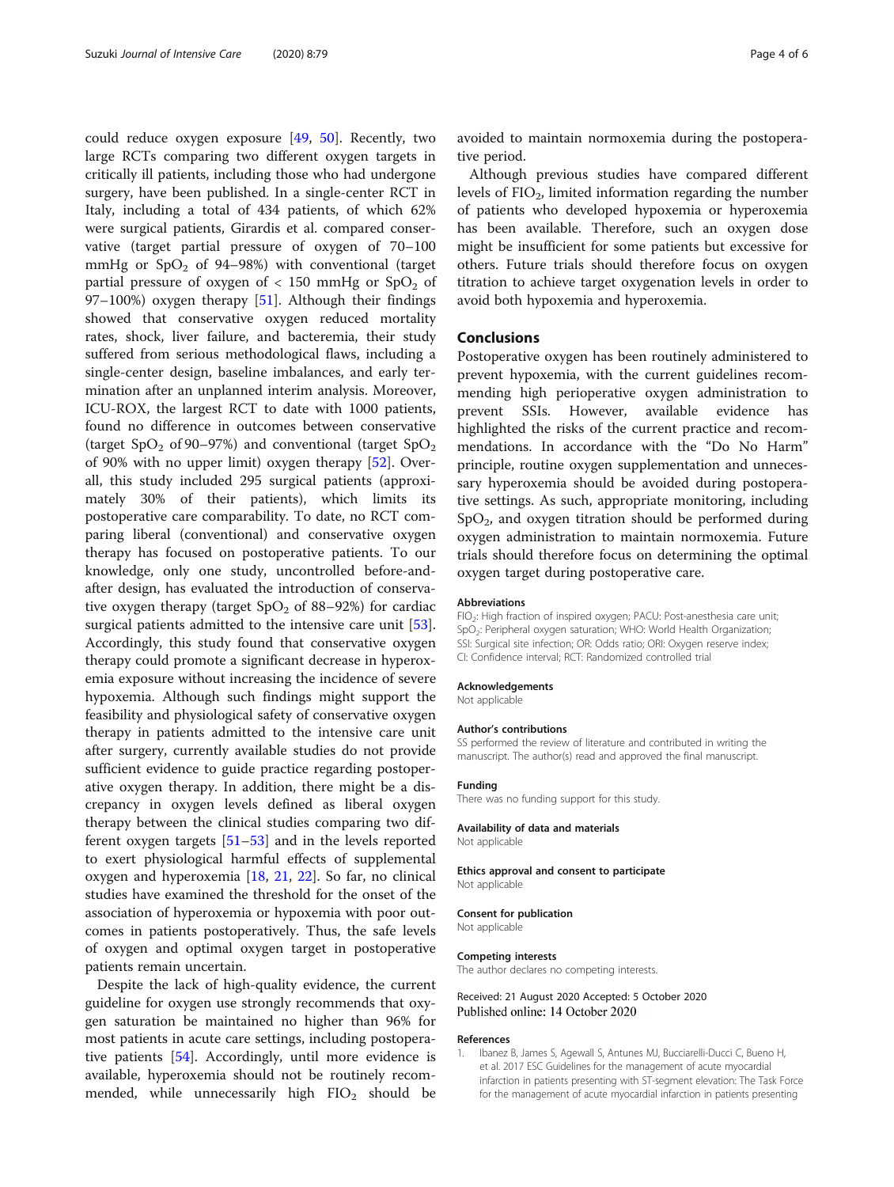could reduce oxygen exposure [49, 50]. Recently, two large RCTs comparing two different oxygen targets in critically ill patients, including those who had undergone surgery, have been published. In a single-center RCT in Italy, including a total of 434 patients, of which 62% were surgical patients, Girardis et al. compared conservative (target partial pressure of oxygen of 70–100 mmHg or $SpO_2$ of 94–98%) with conventional (target partial pressure of oxygen of < 150 mmHg or $SpO_2$ of 97–100%) oxygen therapy [51]. Although their findings showed that conservative oxygen reduced mortality rates, shock, liver failure, and bacteremia, their study suffered from serious methodological flaws, including a single-center design, baseline imbalances, and early termination after an unplanned interim analysis. Moreover, ICU-ROX, the largest RCT to date with 1000 patients, found no difference in outcomes between conservative (target $SpO_2$ of 90–97%) and conventional (target $SpO_2$ of 90% with no upper limit) oxygen therapy [52]. Overall, this study included 295 surgical patients (approximately 30% of their patients), which limits its postoperative care comparability. To date, no RCT comparing liberal (conventional) and conservative oxygen therapy has focused on postoperative patients. To our knowledge, only one study, uncontrolled before-and-after design, has evaluated the introduction of conservative oxygen therapy (target $SpO_2$ of 88–92%) for cardiac surgical patients admitted to the intensive care unit [53]. Accordingly, this study found that conservative oxygen therapy could promote a significant decrease in hyperoxemia exposure without increasing the incidence of severe hypoxemia. Although such findings might support the feasibility and physiological safety of conservative oxygen therapy in patients admitted to the intensive care unit after surgery, currently available studies do not provide sufficient evidence to guide practice regarding postoperative oxygen therapy. In addition, there might be a discrepancy in oxygen levels defined as liberal oxygen therapy between the clinical studies comparing two different oxygen targets [51–53] and in the levels reported to exert physiological harmful effects of supplemental oxygen and hyperoxemia [18, 21, 22]. So far, no clinical studies have examined the threshold for the onset of the association of hyperoxemia or hypoxemia with poor outcomes in patients postoperatively. Thus, the safe levels of oxygen and optimal oxygen target in postoperative patients remain uncertain.

Despite the lack of high-quality evidence, the current guideline for oxygen use strongly recommends that oxygen saturation be maintained no higher than 96% for most patients in acute care settings, including postoperative patients [54]. Accordingly, until more evidence is available, hyperoxemia should not be routinely recommended, while unnecessarily high $FIO_2$ should be avoided to maintain normoxemia during the postoperative period.

Although previous studies have compared different levels of $FIO_2$, limited information regarding the number of patients who developed hypoxemia or hyperoxemia has been available. Therefore, such an oxygen dose might be insufficient for some patients but excessive for others. Future trials should therefore focus on oxygen titration to achieve target oxygenation levels in order to avoid both hypoxemia and hyperoxemia.

## Conclusions

Postoperative oxygen has been routinely administered to prevent hypoxemia, with the current guidelines recommending high perioperative oxygen administration to prevent SSIs. However, available evidence has highlighted the risks of the current practice and recommendations. In accordance with the "Do No Harm" principle, routine oxygen supplementation and unnecessary hyperoxemia should be avoided during postoperative settings. As such, appropriate monitoring, including $SpO_2$, and oxygen titration should be performed during oxygen administration to maintain normoxemia. Future trials should therefore focus on determining the optimal oxygen target during postoperative care.

#### Abbreviations

$FIO_2$: High fraction of inspired oxygen; PACU: Post-anesthesia care unit; $SpO_2$: Peripheral oxygen saturation; WHO: World Health Organization; SSI: Surgical site infection; OR: Odds ratio; ORI: Oxygen reserve index; CI: Confidence interval; RCT: Randomized controlled trial

#### Acknowledgements

Not applicable

#### Author's contributions

SS performed the review of literature and contributed in writing the manuscript. The author(s) read and approved the final manuscript.

#### Funding

There was no funding support for this study.

#### Availability of data and materials

Not applicable

#### Ethics approval and consent to participate

Not applicable

#### Consent for publication

Not applicable

#### Competing interests

The author declares no competing interests.

Received: 21 August 2020 Accepted: 5 October 2020
Published online: 14 October 2020

#### References

1. Ibanez B, James S, Agewall S, Antunes MJ, Bucciarelli-Ducci C, Bueno H, et al. 2017 ESC Guidelines for the management of acute myocardial infarction in patients presenting with ST-segment elevation: The Task Force for the management of acute myocardial infarction in patients presenting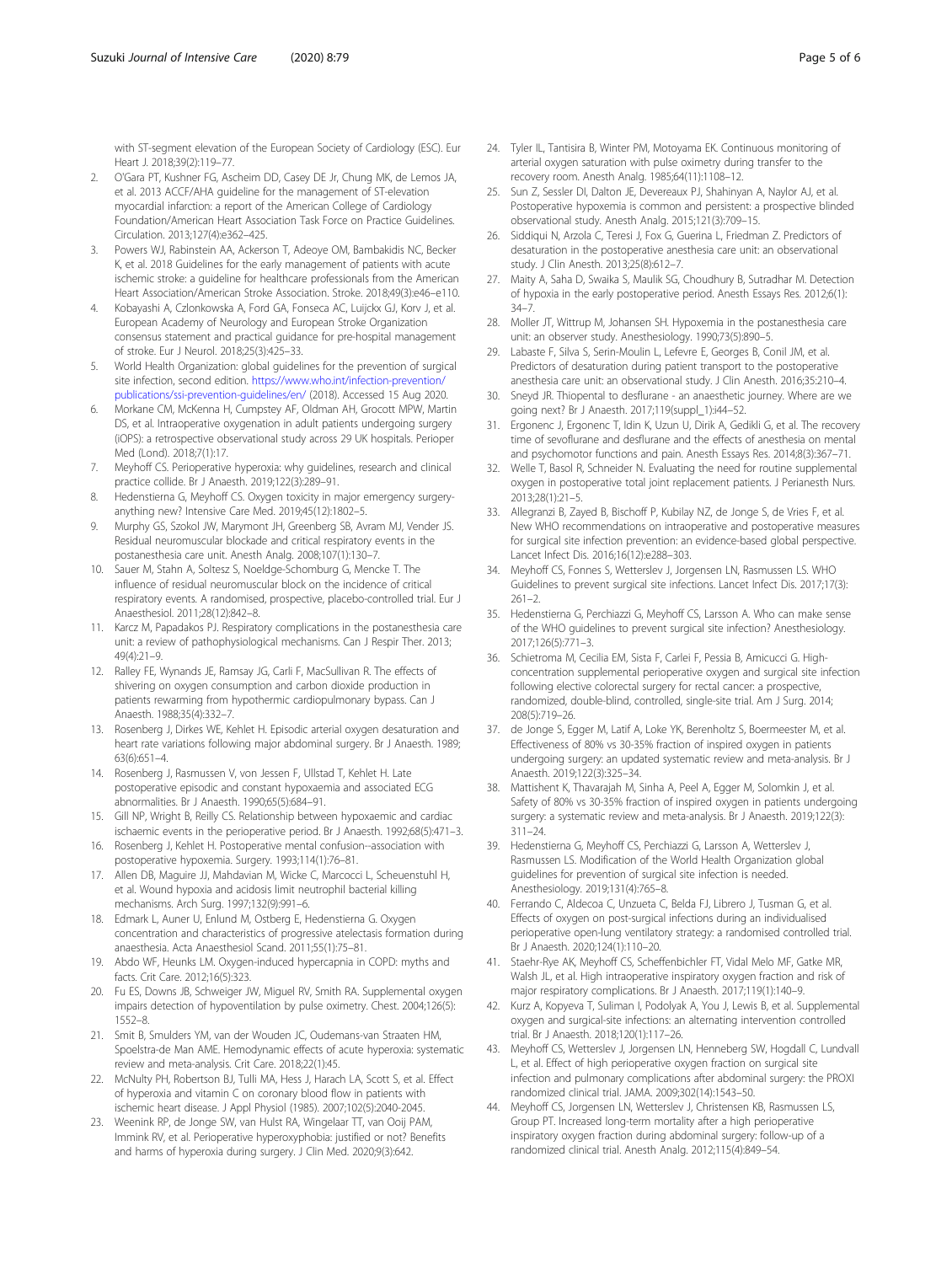with ST-segment elevation of the European Society of Cardiology (ESC). Eur Heart J. 2018;39(2):119–77.

2. O'Gara PT, Kushner FG, Ascheim DD, Casey DE Jr, Chung MK, de Lemos JA, et al. 2013 ACCF/AHA guideline for the management of ST-elevation myocardial infarction: a report of the American College of Cardiology Foundation/American Heart Association Task Force on Practice Guidelines. Circulation. 2013;127(4):e362–425.
3. Powers WJ, Rabinstein AA, Ackerson T, Adeoye OM, Bambakidis NC, Becker K, et al. 2018 Guidelines for the early management of patients with acute ischemic stroke: a guideline for healthcare professionals from the American Heart Association/American Stroke Association. Stroke. 2018;49(3):e46–e110.
4. Kobayashi A, Czlonkowska A, Ford GA, Fonseca AC, Luijckx GJ, Korv J, et al. European Academy of Neurology and European Stroke Organization consensus statement and practical guidance for pre-hospital management of stroke. Eur J Neurol. 2018;25(3):425–33.
5. World Health Organization: global guidelines for the prevention of surgical site infection, second edition. https://www.who.int/infection-prevention/publications/ssi-prevention-guidelines/en/ (2018). Accessed 15 Aug 2020.
6. Morkane CM, McKenna H, Cumpstey AF, Oldman AH, Grocott MPW, Martin DS, et al. Intraoperative oxygenation in adult patients undergoing surgery (iOPS): a retrospective observational study across 29 UK hospitals. Perioper Med (Lond). 2018;7(1):17.
7. Meyhoff CS. Perioperative hyperoxia: why guidelines, research and clinical practice collide. Br J Anaesth. 2019;122(3):289–91.
8. Hedenstierna G, Meyhoff CS. Oxygen toxicity in major emergency surgery-anything new? Intensive Care Med. 2019;45(12):1802–5.
9. Murphy GS, Szokol JW, Marymont JH, Greenberg SB, Avram MJ, Vender JS. Residual neuromuscular blockade and critical respiratory events in the postanesthesia care unit. Anesth Analg. 2008;107(1):130–7.
10. Sauer M, Stahn A, Soltesz S, Noeldge-Schomburg G, Mencke T. The influence of residual neuromuscular block on the incidence of critical respiratory events. A randomised, prospective, placebo-controlled trial. Eur J Anaesthesiol. 2011;28(12):842–8.
11. Karcz M, Papadakos PJ. Respiratory complications in the postanesthesia care unit: a review of pathophysiological mechanisms. Can J Respir Ther. 2013;49(4):21–9.
12. Ralley FE, Wynands JE, Ramsay JG, Carli F, MacSullivan R. The effects of shivering on oxygen consumption and carbon dioxide production in patients rewarming from hypothermic cardiopulmonary bypass. Can J Anaesth. 1988;35(4):332–7.
13. Rosenberg J, Dirkes WE, Kehlet H. Episodic arterial oxygen desaturation and heart rate variations following major abdominal surgery. Br J Anaesth. 1989;63(6):651–4.
14. Rosenberg J, Rasmussen V, von Jessen F, Ullstad T, Kehlet H. Late postoperative episodic and constant hypoxaemia and associated ECG abnormalities. Br J Anaesth. 1990;65(5):684–91.
15. Gill NP, Wright B, Reilly CS. Relationship between hypoxaemic and cardiac ischaemic events in the perioperative period. Br J Anaesth. 1992;68(5):471–3.
16. Rosenberg J, Kehlet H. Postoperative mental confusion--association with postoperative hypoxemia. Surgery. 1993;114(1):76–81.
17. Allen DB, Maguire JJ, Mahdavian M, Wicke C, Marcocci L, Scheuenstuhl H, et al. Wound hypoxia and acidosis limit neutrophil bacterial killing mechanisms. Arch Surg. 1997;132(9):991–6.
18. Edmark L, Auner U, Enlund M, Ostberg E, Hedenstierna G. Oxygen concentration and characteristics of progressive atelectasis formation during anaesthesia. Acta Anaesthesiol Scand. 2011;55(1):75–81.
19. Abdo WF, Heunks LM. Oxygen-induced hypercapnia in COPD: myths and facts. Crit Care. 2012;16(5):323.
20. Fu ES, Downs JB, Schweiger JW, Miguel RV, Smith RA. Supplemental oxygen impairs detection of hypoventilation by pulse oximetry. Chest. 2004;126(5):1552–8.
21. Smit B, Smulders YM, van der Wouden JC, Oudemans-van Straaten HM, Spoelstra-de Man AME. Hemodynamic effects of acute hyperoxia: systematic review and meta-analysis. Crit Care. 2018;22(1):45.
22. McNulty PH, Robertson BJ, Tulli MA, Hess J, Harach LA, Scott S, et al. Effect of hyperoxia and vitamin C on coronary blood flow in patients with ischemic heart disease. J Appl Physiol (1985). 2007;102(5):2040-2045.
23. Weenink RP, de Jonge SW, van Hulst RA, Wingelaar TT, van Ooij PAM, Immink RV, et al. Perioperative hyperoxyphobia: justified or not? Benefits and harms of hyperoxia during surgery. J Clin Med. 2020;9(3):642.
24. Tyler IL, Tantisira B, Winter PM, Motoyama EK. Continuous monitoring of arterial oxygen saturation with pulse oximetry during transfer to the recovery room. Anesth Analg. 1985;64(11):1108–12.
25. Sun Z, Sessler DI, Dalton JE, Devereaux PJ, Shahinyan A, Naylor AJ, et al. Postoperative hypoxemia is common and persistent: a prospective blinded observational study. Anesth Analg. 2015;121(3):709–15.
26. Siddiqui N, Arzola C, Teresi J, Fox G, Guerina L, Friedman Z. Predictors of desaturation in the postoperative anesthesia care unit: an observational study. J Clin Anesth. 2013;25(8):612–7.
27. Maity A, Saha D, Swaika S, Maulik SG, Choudhury B, Sutradhar M. Detection of hypoxia in the early postoperative period. Anesth Essays Res. 2012;6(1):34–7.
28. Moller JT, Wittrup M, Johansen SH. Hypoxemia in the postanesthesia care unit: an observer study. Anesthesiology. 1990;73(5):890–5.
29. Labaste F, Silva S, Serin-Moulin L, Lefevre E, Georges B, Conil JM, et al. Predictors of desaturation during patient transport to the postoperative anesthesia care unit: an observational study. J Clin Anesth. 2016;35:210–4.
30. Sneyd JR. Thiopental to desflurane - an anaesthetic journey. Where are we going next? Br J Anaesth. 2017;119(suppl_1):i44–52.
31. Ergonenc J, Ergonenc T, Idin K, Uzun U, Dirik A, Gedikli G, et al. The recovery time of sevoflurane and desflurane and the effects of anesthesia on mental and psychomotor functions and pain. Anesth Essays Res. 2014;8(3):367–71.
32. Welle T, Basol R, Schneider N. Evaluating the need for routine supplemental oxygen in postoperative total joint replacement patients. J Perianesth Nurs. 2013;28(1):21–5.
33. Allegranzi B, Zayed B, Bischoff P, Kubilay NZ, de Jonge S, de Vries F, et al. New WHO recommendations on intraoperative and postoperative measures for surgical site infection prevention: an evidence-based global perspective. Lancet Infect Dis. 2016;16(12):e288–303.
34. Meyhoff CS, Fonnes S, Wetterslev J, Jorgensen LN, Rasmussen LS. WHO Guidelines to prevent surgical site infections. Lancet Infect Dis. 2017;17(3):261–2.
35. Hedenstierna G, Perchiazzi G, Meyhoff CS, Larsson A. Who can make sense of the WHO guidelines to prevent surgical site infection? Anesthesiology. 2017;126(5):771–3.
36. Schietroma M, Cecilia EM, Sista F, Carlei F, Pessia B, Amicucci G. High-concentration supplemental perioperative oxygen and surgical site infection following elective colorectal surgery for rectal cancer: a prospective, randomized, double-blind, controlled, single-site trial. Am J Surg. 2014;208(5):719–26.
37. de Jonge S, Egger M, Latif A, Loke YK, Berenholtz S, Boermeester M, et al. Effectiveness of 80% vs 30-35% fraction of inspired oxygen in patients undergoing surgery: an updated systematic review and meta-analysis. Br J Anaesth. 2019;122(3):325–34.
38. Mattishent K, Thavarajah M, Sinha A, Peel A, Egger M, Solomkin J, et al. Safety of 80% vs 30-35% fraction of inspired oxygen in patients undergoing surgery: a systematic review and meta-analysis. Br J Anaesth. 2019;122(3):311–24.
39. Hedenstierna G, Meyhoff CS, Perchiazzi G, Larsson A, Wetterslev J, Rasmussen LS. Modification of the World Health Organization global guidelines for prevention of surgical site infection is needed. Anesthesiology. 2019;131(4):765–8.
40. Ferrando C, Aldecoa C, Unzueta C, Belda FJ, Librero J, Tusman G, et al. Effects of oxygen on post-surgical infections during an individualised perioperative open-lung ventilatory strategy: a randomised controlled trial. Br J Anaesth. 2020;124(1):110–20.
41. Staehr-Rye AK, Meyhoff CS, Scheffenbichler FT, Vidal Melo MF, Gatke MR, Walsh JL, et al. High intraoperative inspiratory oxygen fraction and risk of major respiratory complications. Br J Anaesth. 2017;119(1):140–9.
42. Kurz A, Kopyeva T, Suliman I, Podolyak A, You J, Lewis B, et al. Supplemental oxygen and surgical-site infections: an alternating intervention controlled trial. Br J Anaesth. 2018;120(1):117–26.
43. Meyhoff CS, Wetterslev J, Jorgensen LN, Henneberg SW, Hogdall C, Lundvall L, et al. Effect of high perioperative oxygen fraction on surgical site infection and pulmonary complications after abdominal surgery: the PROXI randomized clinical trial. JAMA. 2009;302(14):1543–50.
44. Meyhoff CS, Jorgensen LN, Wetterslev J, Christensen KB, Rasmussen LS, Group PT. Increased long-term mortality after a high perioperative inspiratory oxygen fraction during abdominal surgery: follow-up of a randomized clinical trial. Anesth Analg. 2012;115(4):849–54.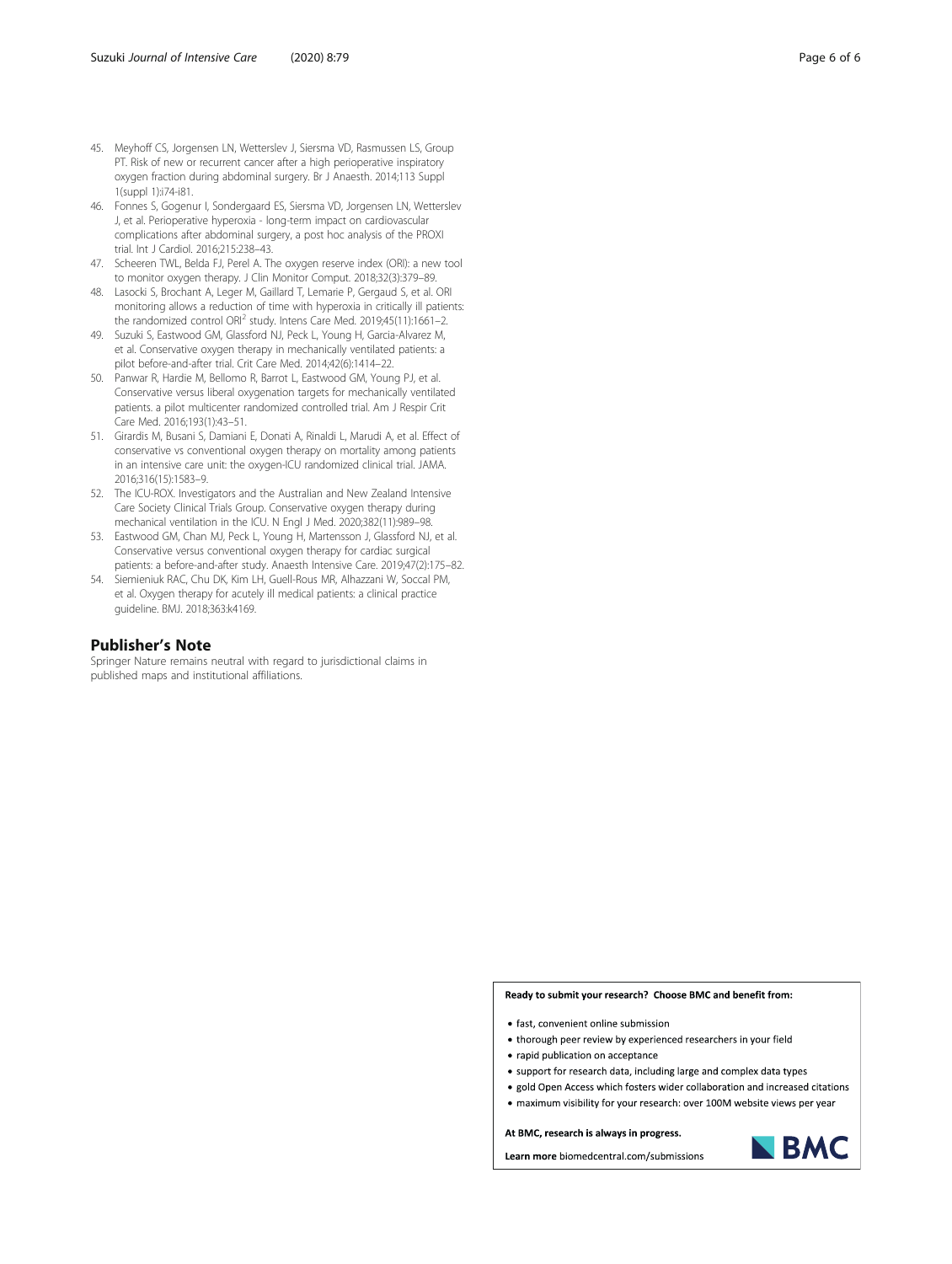45. Meyhoff CS, Jorgensen LN, Wetterslev J, Siersma VD, Rasmussen LS, Group PT. Risk of new or recurrent cancer after a high perioperative inspiratory oxygen fraction during abdominal surgery. Br J Anaesth. 2014;113 Suppl 1(suppl 1):i74-i81.
46. Fonnes S, Gogenur I, Sondergaard ES, Siersma VD, Jorgensen LN, Wetterslev J, et al. Perioperative hyperoxia - long-term impact on cardiovascular complications after abdominal surgery, a post hoc analysis of the PROXI trial. Int J Cardiol. 2016;215:238–43.
47. Scheeren TWL, Belda FJ, Perel A. The oxygen reserve index (ORI): a new tool to monitor oxygen therapy. J Clin Monitor Comput. 2018;32(3):379–89.
48. Lasocki S, Brochant A, Leger M, Gaillard T, Lemarie P, Gergaud S, et al. ORI monitoring allows a reduction of time with hyperoxia in critically ill patients: the randomized control ORI[2] study. Intens Care Med. 2019;45(11):1661–2.
49. Suzuki S, Eastwood GM, Glassford NJ, Peck L, Young H, Garcia-Alvarez M, et al. Conservative oxygen therapy in mechanically ventilated patients: a pilot before-and-after trial. Crit Care Med. 2014;42(6):1414–22.
50. Panwar R, Hardie M, Bellomo R, Barrot L, Eastwood GM, Young PJ, et al. Conservative versus liberal oxygenation targets for mechanically ventilated patients. a pilot multicenter randomized controlled trial. Am J Respir Crit Care Med. 2016;193(1):43–51.
51. Girardis M, Busani S, Damiani E, Donati A, Rinaldi L, Marudi A, et al. Effect of conservative vs conventional oxygen therapy on mortality among patients in an intensive care unit: the oxygen-ICU randomized clinical trial. JAMA. 2016;316(15):1583–9.
52. The ICU-ROX. Investigators and the Australian and New Zealand Intensive Care Society Clinical Trials Group. Conservative oxygen therapy during mechanical ventilation in the ICU. N Engl J Med. 2020;382(11):989–98.
53. Eastwood GM, Chan MJ, Peck L, Young H, Martensson J, Glassford NJ, et al. Conservative versus conventional oxygen therapy for cardiac surgical patients: a before-and-after study. Anaesth Intensive Care. 2019;47(2):175–82.
54. Siemieniuk RAC, Chu DK, Kim LH, Guell-Rous MR, Alhazzani W, Soccal PM, et al. Oxygen therapy for acutely ill medical patients: a clinical practice guideline. BMJ. 2018;363:k4169.

## Publisher's Note

Springer Nature remains neutral with regard to jurisdictional claims in published maps and institutional affiliations.

**Ready to submit your research? Choose BMC and benefit from:**

- fast, convenient online submission
- thorough peer review by experienced researchers in your field
- rapid publication on acceptance
- support for research data, including large and complex data types
- gold Open Access which fosters wider collaboration and increased citations
- maximum visibility for your research: over 100M website views per year

**At BMC, research is always in progress.**

**Learn more** biomedcentral.com/submissions

BMC